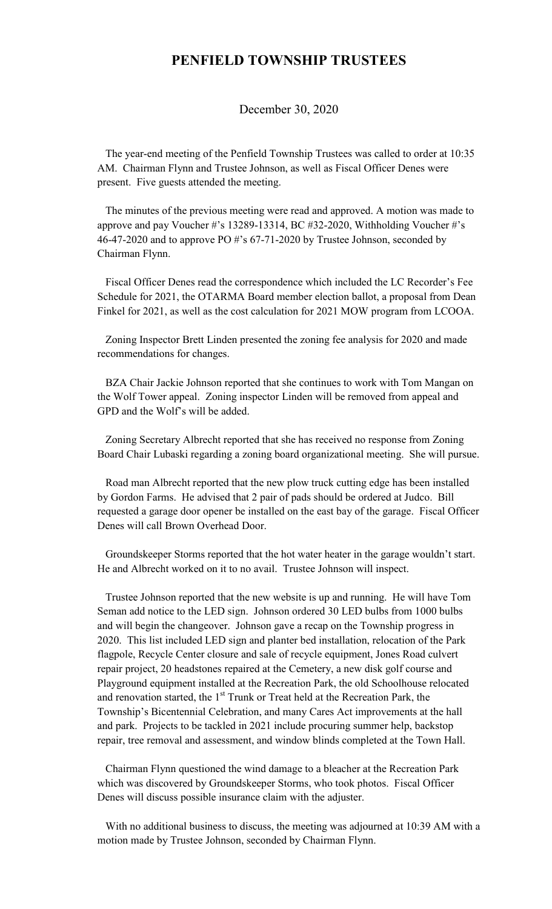# PENFIELD TOWNSHIP TRUSTEES

December 30, 2020

The year-end meeting of the Penfield Township Trustees was called to order at 10:35 AM. Chairman Flynn and Trustee Johnson, as well as Fiscal Officer Denes were present. Five guests attended the meeting.

The minutes of the previous meeting were read and approved. A motion was made to approve and pay Voucher #'s 13289-13314, BC #32-2020, Withholding Voucher #'s 46-47-2020 and to approve PO #'s 67-71-2020 by Trustee Johnson, seconded by Chairman Flynn.

Fiscal Officer Denes read the correspondence which included the LC Recorder's Fee Schedule for 2021, the OTARMA Board member election ballot, a proposal from Dean Finkel for 2021, as well as the cost calculation for 2021 MOW program from LCOOA.

Zoning Inspector Brett Linden presented the zoning fee analysis for 2020 and made recommendations for changes.

BZA Chair Jackie Johnson reported that she continues to work with Tom Mangan on the Wolf Tower appeal. Zoning inspector Linden will be removed from appeal and GPD and the Wolf's will be added.

Zoning Secretary Albrecht reported that she has received no response from Zoning Board Chair Lubaski regarding a zoning board organizational meeting. She will pursue.

Road man Albrecht reported that the new plow truck cutting edge has been installed by Gordon Farms. He advised that 2 pair of pads should be ordered at Judco. Bill requested a garage door opener be installed on the east bay of the garage. Fiscal Officer Denes will call Brown Overhead Door.

Groundskeeper Storms reported that the hot water heater in the garage wouldn't start. He and Albrecht worked on it to no avail. Trustee Johnson will inspect.

Trustee Johnson reported that the new website is up and running. He will have Tom Seman add notice to the LED sign. Johnson ordered 30 LED bulbs from 1000 bulbs and will begin the changeover. Johnson gave a recap on the Township progress in 2020. This list included LED sign and planter bed installation, relocation of the Park flagpole, Recycle Center closure and sale of recycle equipment, Jones Road culvert repair project, 20 headstones repaired at the Cemetery, a new disk golf course and Playground equipment installed at the Recreation Park, the old Schoolhouse relocated and renovation started, the 1st Trunk or Treat held at the Recreation Park, the Township's Bicentennial Celebration, and many Cares Act improvements at the hall and park. Projects to be tackled in 2021 include procuring summer help, backstop repair, tree removal and assessment, and window blinds completed at the Town Hall.

Chairman Flynn questioned the wind damage to a bleacher at the Recreation Park which was discovered by Groundskeeper Storms, who took photos. Fiscal Officer Denes will discuss possible insurance claim with the adjuster.

With no additional business to discuss, the meeting was adjourned at 10:39 AM with a motion made by Trustee Johnson, seconded by Chairman Flynn.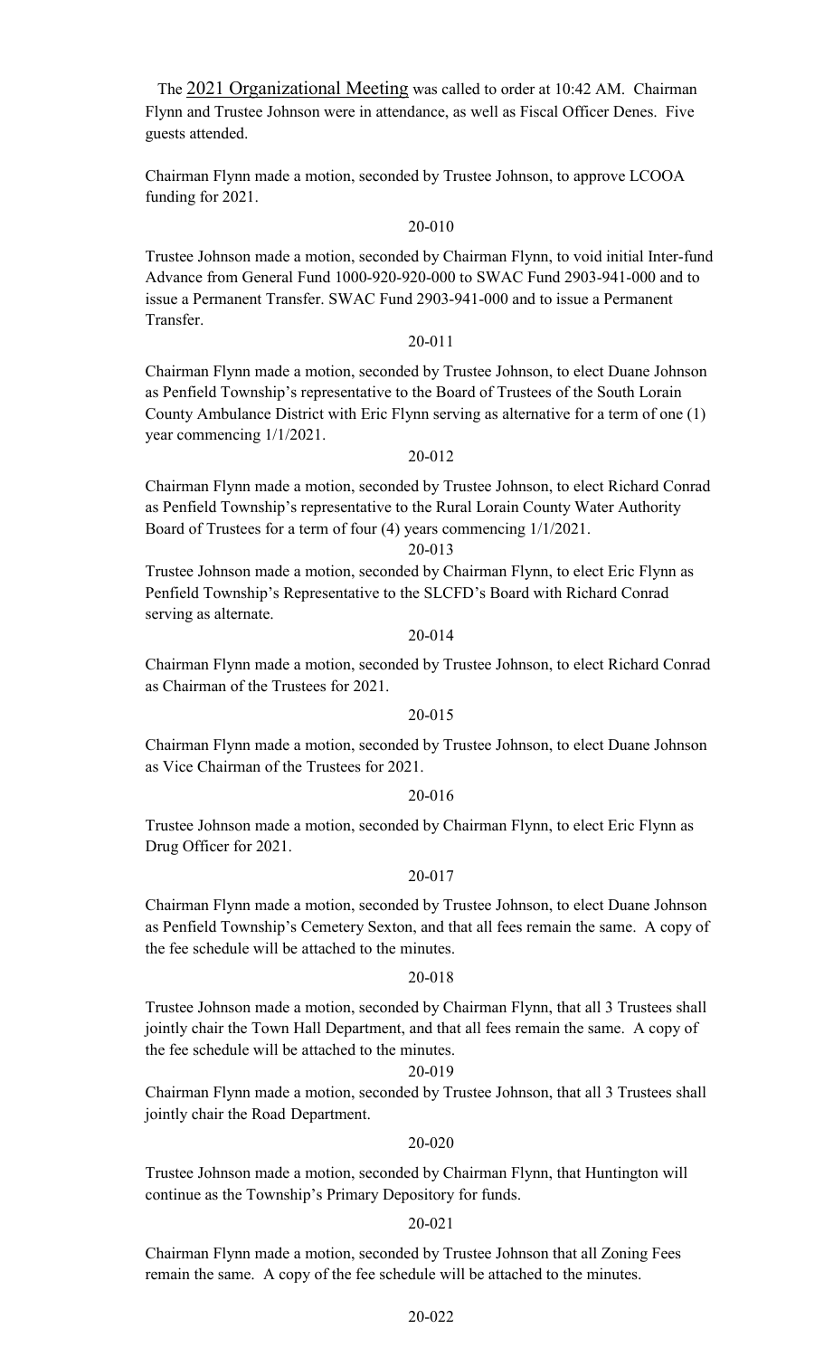The 2021 Organizational Meeting was called to order at 10:42 AM. Chairman Flynn and Trustee Johnson were in attendance, as well as Fiscal Officer Denes. Five guests attended.

Chairman Flynn made a motion, seconded by Trustee Johnson, to approve LCOOA funding for 2021.

20-010

Trustee Johnson made a motion, seconded by Chairman Flynn, to void initial Inter-fund Advance from General Fund 1000-920-920-000 to SWAC Fund 2903-941-000 and to issue a Permanent Transfer. SWAC Fund 2903-941-000 and to issue a Permanent Transfer.

20-011

Chairman Flynn made a motion, seconded by Trustee Johnson, to elect Duane Johnson as Penfield Township's representative to the Board of Trustees of the South Lorain County Ambulance District with Eric Flynn serving as alternative for a term of one (1) year commencing 1/1/2021.

20-012

Chairman Flynn made a motion, seconded by Trustee Johnson, to elect Richard Conrad as Penfield Township's representative to the Rural Lorain County Water Authority Board of Trustees for a term of four (4) years commencing 1/1/2021.

20-013

Trustee Johnson made a motion, seconded by Chairman Flynn, to elect Eric Flynn as Penfield Township's Representative to the SLCFD's Board with Richard Conrad serving as alternate.

20-014

Chairman Flynn made a motion, seconded by Trustee Johnson, to elect Richard Conrad as Chairman of the Trustees for 2021.

20-015

Chairman Flynn made a motion, seconded by Trustee Johnson, to elect Duane Johnson as Vice Chairman of the Trustees for 2021.

20-016

Trustee Johnson made a motion, seconded by Chairman Flynn, to elect Eric Flynn as Drug Officer for 2021.

20-017

Chairman Flynn made a motion, seconded by Trustee Johnson, to elect Duane Johnson as Penfield Township's Cemetery Sexton, and that all fees remain the same. A copy of the fee schedule will be attached to the minutes.

20-018

Trustee Johnson made a motion, seconded by Chairman Flynn, that all 3 Trustees shall jointly chair the Town Hall Department, and that all fees remain the same. A copy of the fee schedule will be attached to the minutes.

20-019

Chairman Flynn made a motion, seconded by Trustee Johnson, that all 3 Trustees shall jointly chair the Road Department.

20-020

Trustee Johnson made a motion, seconded by Chairman Flynn, that Huntington will continue as the Township's Primary Depository for funds.

20-021

Chairman Flynn made a motion, seconded by Trustee Johnson that all Zoning Fees remain the same. A copy of the fee schedule will be attached to the minutes.

20-022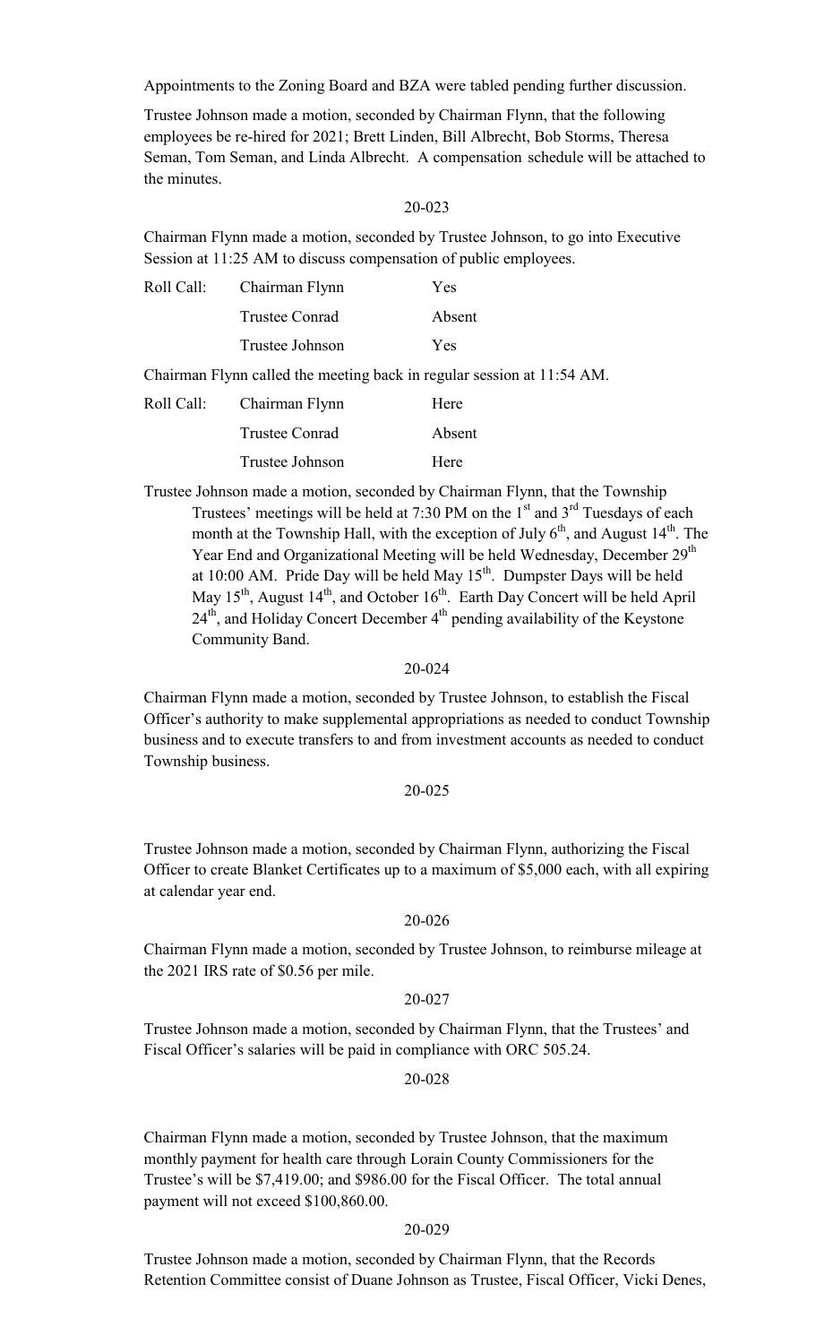Appointments to the Zoning Board and BZA were tabled pending further discussion.

Trustee Johnson made a motion, seconded by Chairman Flynn, that the following employees be re-hired for 2021; Brett Linden, Bill Albrecht, Bob Storms, Theresa Seman, Tom Seman, and Linda Albrecht. A compensation schedule will be attached to the minutes.

20-023

Chairman Flynn made a motion, seconded by Trustee Johnson, to go into Executive Session at 11:25 AM to discuss compensation of public employees.

| Roll Call: | Chairman Flynn | Yes |
|---|---|---|
| | Trustee Conrad | Absent |
| | Trustee Johnson | Yes |

Chairman Flynn called the meeting back in regular session at 11:54 AM.

| Roll Call: | Chairman Flynn | Here |
|---|---|---|
| | Trustee Conrad | Absent |
| | Trustee Johnson | Here |

Trustee Johnson made a motion, seconded by Chairman Flynn, that the Township Trustees' meetings will be held at 7:30 PM on the 1st and 3rd Tuesdays of each month at the Township Hall, with the exception of July 6th, and August 14th. The Year End and Organizational Meeting will be held Wednesday, December 29th at 10:00 AM. Pride Day will be held May 15th. Dumpster Days will be held May 15th, August 14th, and October 16th. Earth Day Concert will be held April 24th, and Holiday Concert December 4th pending availability of the Keystone Community Band.

20-024

Chairman Flynn made a motion, seconded by Trustee Johnson, to establish the Fiscal Officer's authority to make supplemental appropriations as needed to conduct Township business and to execute transfers to and from investment accounts as needed to conduct Township business.

20-025

Trustee Johnson made a motion, seconded by Chairman Flynn, authorizing the Fiscal Officer to create Blanket Certificates up to a maximum of $5,000 each, with all expiring at calendar year end.

20-026

Chairman Flynn made a motion, seconded by Trustee Johnson, to reimburse mileage at the 2021 IRS rate of $0.56 per mile.

20-027

Trustee Johnson made a motion, seconded by Chairman Flynn, that the Trustees' and Fiscal Officer's salaries will be paid in compliance with ORC 505.24.

20-028

Chairman Flynn made a motion, seconded by Trustee Johnson, that the maximum monthly payment for health care through Lorain County Commissioners for the Trustee's will be $7,419.00; and $986.00 for the Fiscal Officer. The total annual payment will not exceed $100,860.00.

20-029

Trustee Johnson made a motion, seconded by Chairman Flynn, that the Records Retention Committee consist of Duane Johnson as Trustee, Fiscal Officer, Vicki Denes,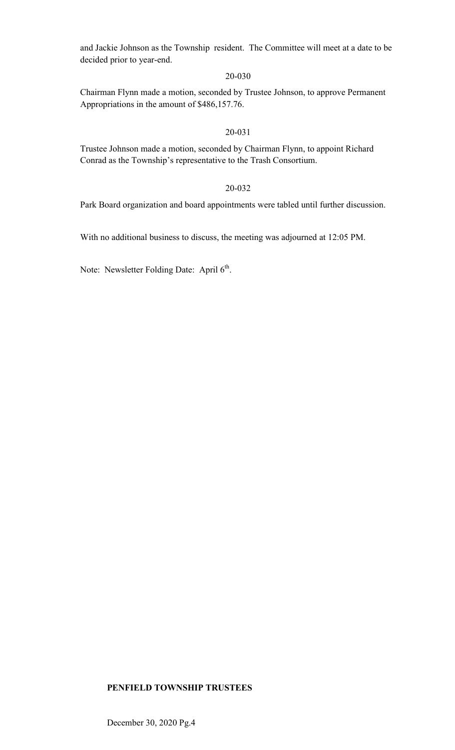and Jackie Johnson as the Township resident. The Committee will meet at a date to be decided prior to year-end.

20-030

Chairman Flynn made a motion, seconded by Trustee Johnson, to approve Permanent Appropriations in the amount of $486,157.76.

20-031

Trustee Johnson made a motion, seconded by Chairman Flynn, to appoint Richard Conrad as the Township's representative to the Trash Consortium.

20-032

Park Board organization and board appointments were tabled until further discussion.

With no additional business to discuss, the meeting was adjourned at 12:05 PM.

Note: Newsletter Folding Date: April 6th.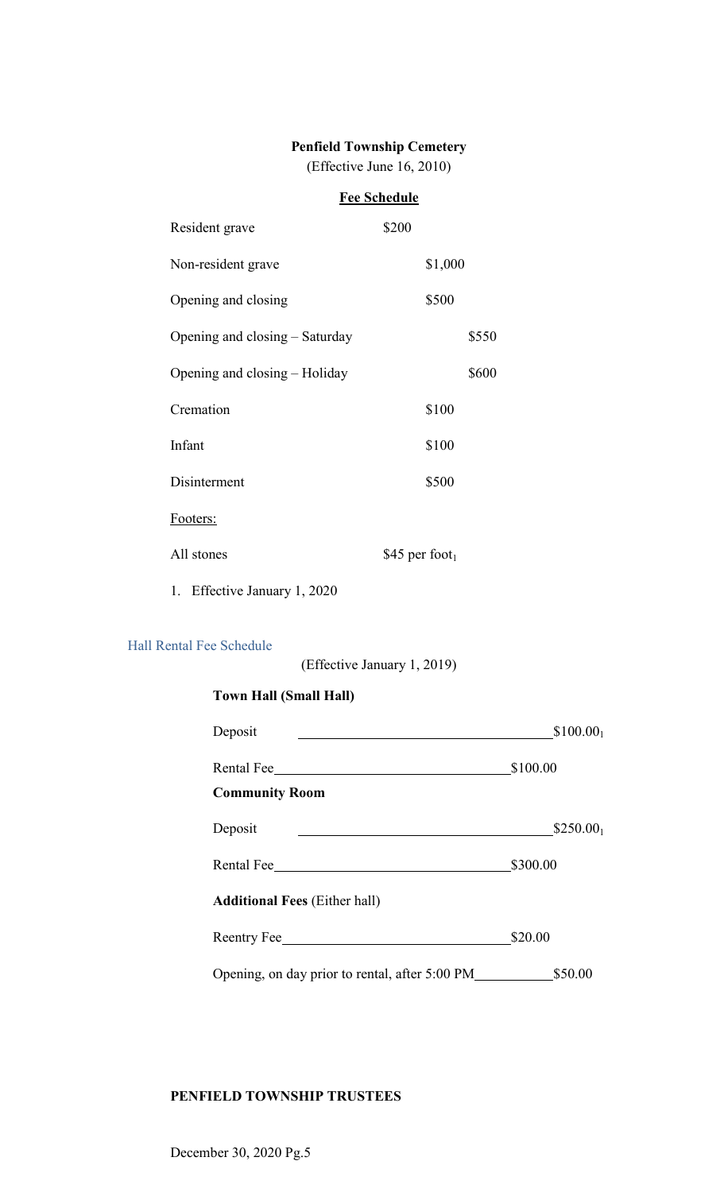**Penfield Township Cemetery**
(Effective June 16, 2010)

**Fee Schedule**

| | |
|---|---|
| Resident grave | \$200 |
| Non-resident grave | \$1,000 |
| Opening and closing | \$500 |
| Opening and closing – Saturday | \$550 |
| Opening and closing – Holiday | \$600 |
| Cremation | \$100 |
| Infant | \$100 |
| Disinterment | \$500 |
| Footers: | |
| All stones | \$45 per foot[1] |

1. Effective January 1, 2020

## Hall Rental Fee Schedule

(Effective January 1, 2019)

**Town Hall (Small Hall)**

| | |
|---|---|
| Deposit | \$100.00[1] |
| Rental Fee | \$100.00 |

**Community Room**

| | |
|---|---|
| Deposit | \$250.00[1] |
| Rental Fee | \$300.00 |

**Additional Fees** (Either hall)

| | |
|---|---|
| Reentry Fee | \$20.00 |
| Opening, on day prior to rental, after 5:00 PM | \$50.00 |

**PENFIELD TOWNSHIP TRUSTEES**

December 30, 2020 Pg.5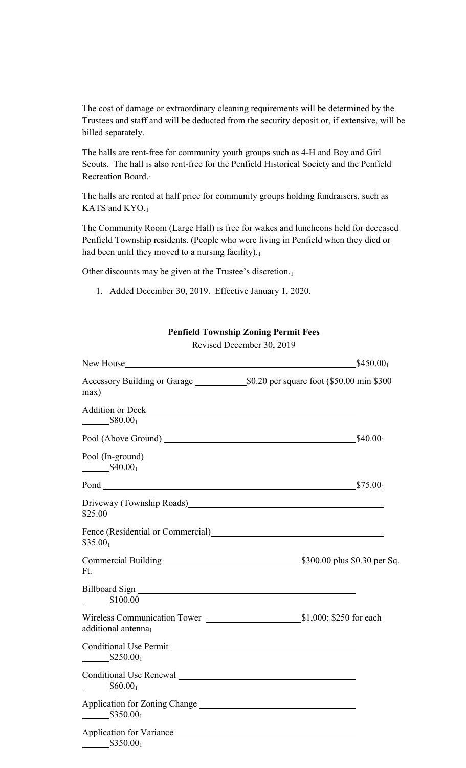The cost of damage or extraordinary cleaning requirements will be determined by the Trustees and staff and will be deducted from the security deposit or, if extensive, will be billed separately.

The halls are rent-free for community youth groups such as 4-H and Boy and Girl Scouts. The hall is also rent-free for the Penfield Historical Society and the Penfield Recreation Board.[1]

The halls are rented at half price for community groups holding fundraisers, such as KATS and KYO.[1]

The Community Room (Large Hall) is free for wakes and luncheons held for deceased Penfield Township residents. (People who were living in Penfield when they died or had been until they moved to a nursing facility).[1]

Other discounts may be given at the Trustee's discretion.[1]

1. Added December 30, 2019. Effective January 1, 2020.

**Penfield Township Zoning Permit Fees**

Revised December 30, 2019

| Item | Fee |
|---|---|
| New House | $450.00[1] |
| Accessory Building or Garage | $0.20 per square foot ($50.00 min $300 max) |
| Addition or Deck | $80.00[1] |
| Pool (Above Ground) | $40.00[1] |
| Pool (In-ground) | $40.00[1] |
| Pond | $75.00[1] |
| Driveway (Township Roads) | $25.00 |
| Fence (Residential or Commercial) | $35.00[1] |
| Commercial Building | $300.00 plus $0.30 per Sq. Ft. |
| Billboard Sign | $100.00 |
| Wireless Communication Tower | $1,000; $250 for each additional antenna[1] |
| Conditional Use Permit | $250.00[1] |
| Conditional Use Renewal | $60.00[1] |
| Application for Zoning Change | $350.00[1] |
| Application for Variance | $350.00[1] |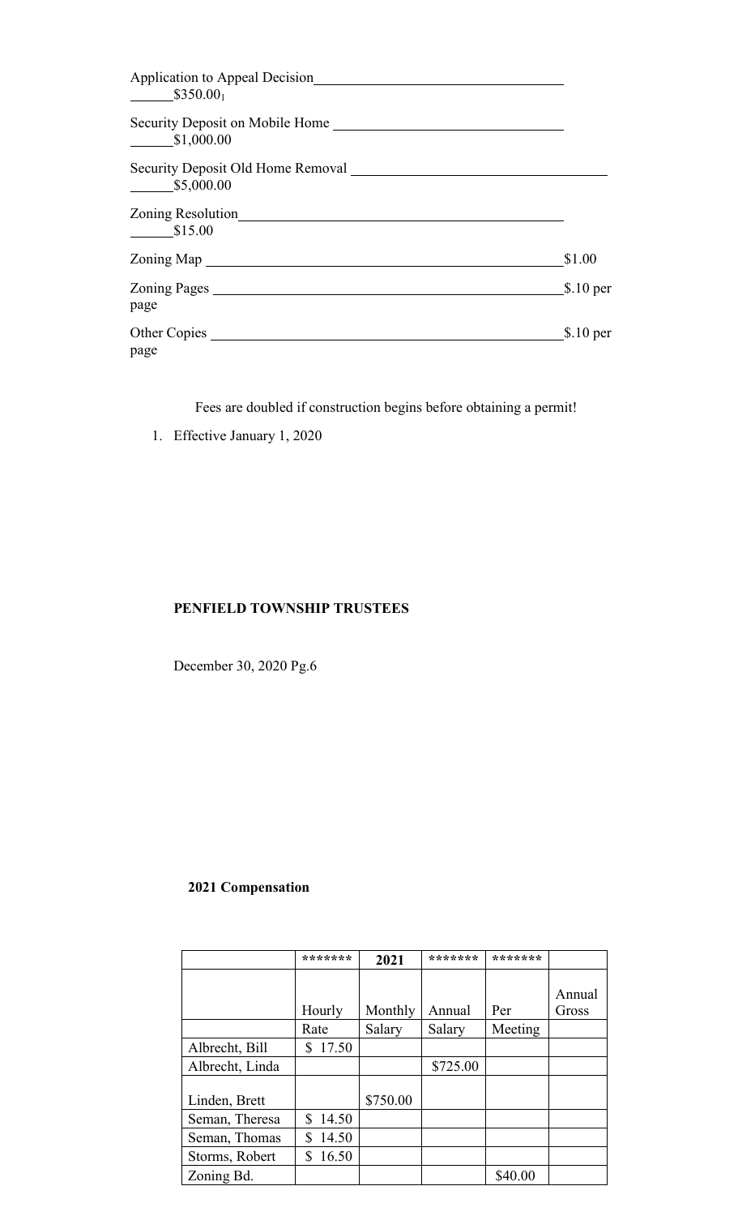Application to Appeal Decision______________________________ $350.00[1]

Security Deposit on Mobile Home ______________________________ $1,000.00

Security Deposit Old Home Removal ______________________________ $5,000.00

Zoning Resolution______________________________ $15.00

Zoning Map ______________________________ $1.00

Zoning Pages ______________________________ $.10 per page

Other Copies ______________________________ $.10 per page

Fees are doubled if construction begins before obtaining a permit!

1. Effective January 1, 2020

**PENFIELD TOWNSHIP TRUSTEES**

December 30, 2020 Pg.6

**2021 Compensation**

| | ******* | 2021 | ******* | ******* | |
|---|---|---|---|---|---|
| | Hourly | Monthly | Annual | Per | Annual Gross |
| | Rate | Salary | Salary | Meeting | |
| Albrecht, Bill | $ 17.50 | | | | |
| Albrecht, Linda | | | $725.00 | | |
| Linden, Brett | | $750.00 | | | |
| Seman, Theresa | $ 14.50 | | | | |
| Seman, Thomas | $ 14.50 | | | | |
| Storms, Robert | $ 16.50 | | | | |
| Zoning Bd. | | | | $40.00 | |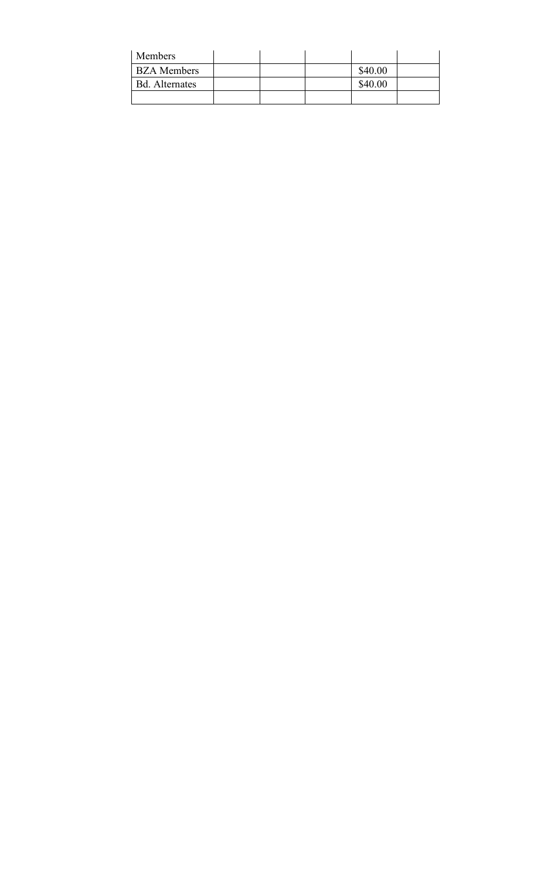| | | | | | |
|---|---|---|---|---|---|
| Members | | | | | |
| BZA Members | | | | $40.00 | |
| Bd. Alternates | | | | $40.00 | |
| | | | | | |